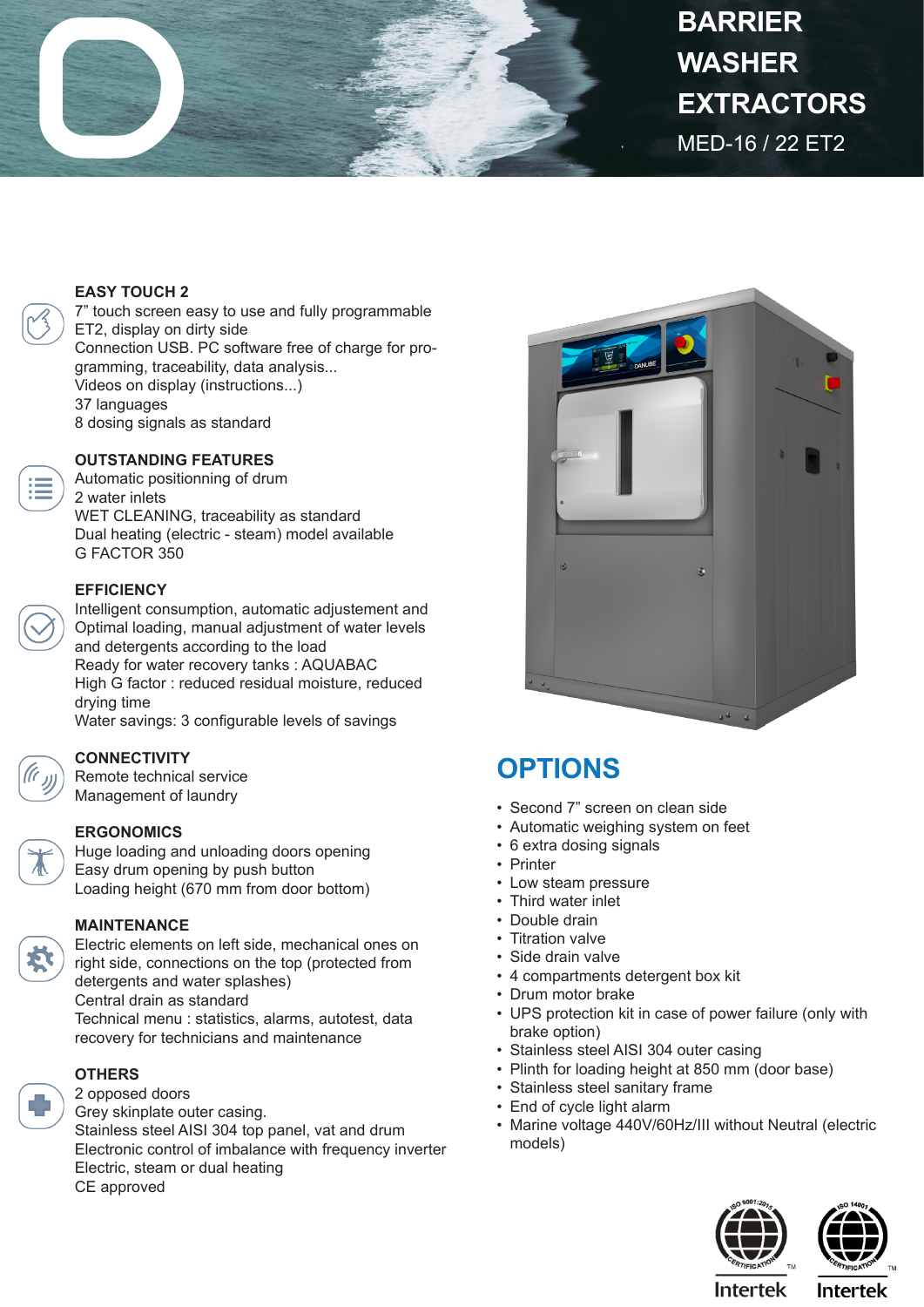# BARRIER WASHER EXTRACTORS

MED-16 / 22 ET2

### EASY TOUCH 2

7" touch screen easy to use and fully programmable ET2, display on dirty side
Connection USB. PC software free of charge for programming, traceability, data analysis...
Videos on display (instructions...)
37 languages
8 dosing signals as standard

### OUTSTANDING FEATURES

Automatic positionning of drum
2 water inlets
WET CLEANING, traceability as standard
Dual heating (electric - steam) model available
G FACTOR 350

### EFFICIENCY

Intelligent consumption, automatic adjustement and Optimal loading, manual adjustment of water levels and detergents according to the load
Ready for water recovery tanks : AQUABAC
High G factor : reduced residual moisture, reduced drying time
Water savings: 3 configurable levels of savings

### CONNECTIVITY

Remote technical service
Management of laundry

### ERGONOMICS

Huge loading and unloading doors opening
Easy drum opening by push button
Loading height (670 mm from door bottom)

### MAINTENANCE

Electric elements on left side, mechanical ones on right side, connections on the top (protected from detergents and water splashes)
Central drain as standard
Technical menu : statistics, alarms, autotest, data recovery for technicians and maintenance

### OTHERS

2 opposed doors
Grey skinplate outer casing.
Stainless steel AISI 304 top panel, vat and drum
Electronic control of imbalance with frequency inverter
Electric, steam or dual heating
CE approved

## OPTIONS

- Second 7" screen on clean side
- Automatic weighing system on feet
- 6 extra dosing signals
- Printer
- Low steam pressure
- Third water inlet
- Double drain
- Titration valve
- Side drain valve
- 4 compartments detergent box kit
- Drum motor brake
- UPS protection kit in case of power failure (only with brake option)
- Stainless steel AISI 304 outer casing
- Plinth for loading height at 850 mm (door base)
- Stainless steel sanitary frame
- End of cycle light alarm
- Marine voltage 440V/60Hz/III without Neutral (electric models)

ISO 9001:2015 CERTIFICATION Intertek

ISO 14001 CERTIFICATION Intertek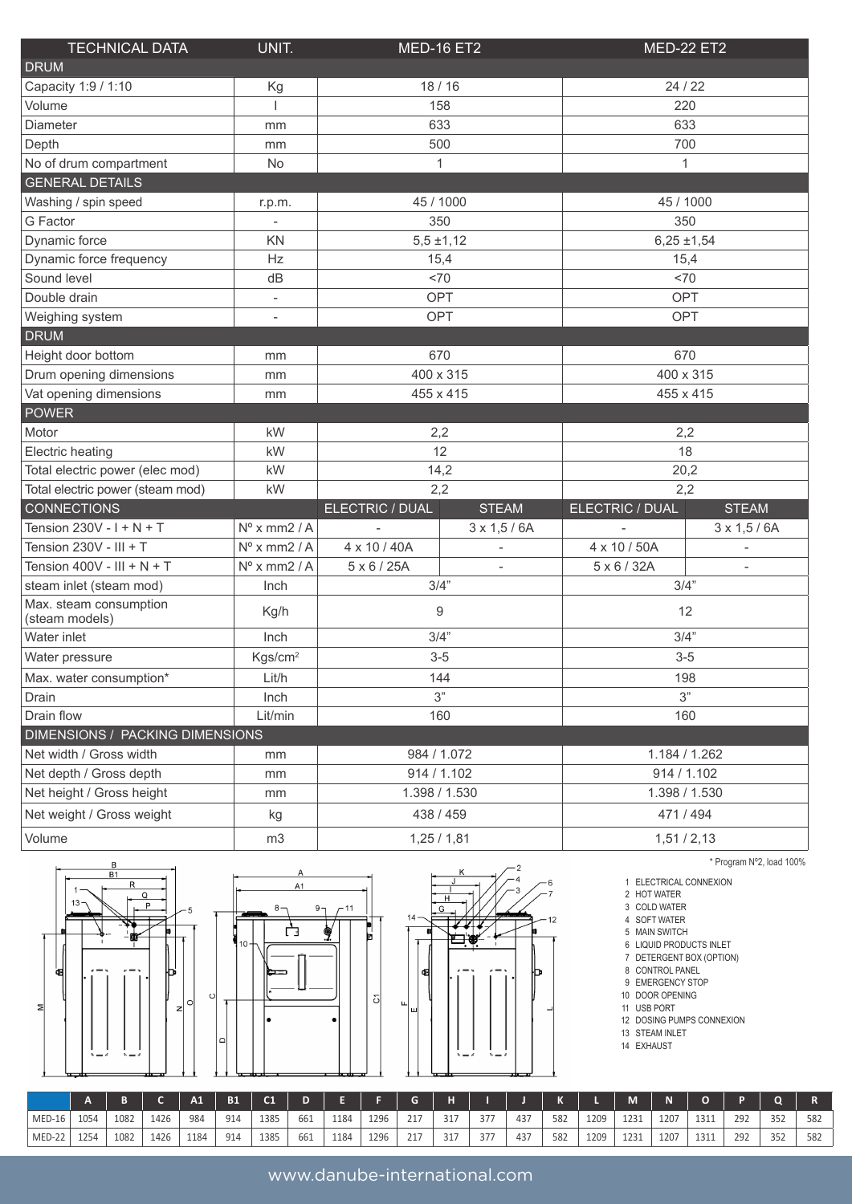| TECHNICAL DATA | UNIT. | MED-16 ET2 | | MED-22 ET2 | |
|---|---|---|---|---|---|
| **DRUM** | | | | | |
| Capacity 1:9 / 1:10 | Kg | 18 / 16 | | 24 / 22 | |
| Volume | l | 158 | | 220 | |
| Diameter | mm | 633 | | 633 | |
| Depth | mm | 500 | | 700 | |
| No of drum compartment | No | 1 | | 1 | |
| **GENERAL DETAILS** | | | | | |
| Washing / spin speed | r.p.m. | 45 / 1000 | | 45 / 1000 | |
| G Factor | - | 350 | | 350 | |
| Dynamic force | KN | 5,5 ±1,12 | | 6,25 ±1,54 | |
| Dynamic force frequency | Hz | 15,4 | | 15,4 | |
| Sound level | dB | <70 | | <70 | |
| Double drain | - | OPT | | OPT | |
| Weighing system | - | OPT | | OPT | |
| **DRUM** | | | | | |
| Height door bottom | mm | 670 | | 670 | |
| Drum opening dimensions | mm | 400 x 315 | | 400 x 315 | |
| Vat opening dimensions | mm | 455 x 415 | | 455 x 415 | |
| **POWER** | | | | | |
| Motor | kW | 2,2 | | 2,2 | |
| Electric heating | kW | 12 | | 18 | |
| Total electric power (elec mod) | kW | 14,2 | | 20,2 | |
| Total electric power (steam mod) | kW | 2,2 | | 2,2 | |
| **CONNECTIONS** | | ELECTRIC / DUAL | STEAM | ELECTRIC / DUAL | STEAM |
| Tension 230V - I + N + T | Nº x mm2 / A | - | 3 x 1,5 / 6A | - | 3 x 1,5 / 6A |
| Tension 230V - III + T | Nº x mm2 / A | 4 x 10 / 40A | - | 4 x 10 / 50A | - |
| Tension 400V - III + N + T | Nº x mm2 / A | 5 x 6 / 25A | - | 5 x 6 / 32A | - |
| steam inlet (steam mod) | Inch | 3/4" | | 3/4" | |
| Max. steam consumption (steam models) | Kg/h | 9 | | 12 | |
| Water inlet | Inch | 3/4" | | 3/4" | |
| Water pressure | Kgs/cm² | 3-5 | | 3-5 | |
| Max. water consumption* | Lit/h | 144 | | 198 | |
| Drain | Inch | 3" | | 3" | |
| Drain flow | Lit/min | 160 | | 160 | |
| **DIMENSIONS / PACKING DIMENSIONS** | | | | | |
| Net width / Gross width | mm | 984 / 1.072 | | 1.184 / 1.262 | |
| Net depth / Gross depth | mm | 914 / 1.102 | | 914 / 1.102 | |
| Net height / Gross height | mm | 1.398 / 1.530 | | 1.398 / 1.530 | |
| Net weight / Gross weight | kg | 438 / 459 | | 471 / 494 | |
| Volume | m3 | 1,25 / 1,81 | | 1,51 / 2,13 | |

\* Program Nº2, load 100%

1. ELECTRICAL CONNEXION
2. HOT WATER
3. COLD WATER
4. SOFT WATER
5. MAIN SWITCH
6. LIQUID PRODUCTS INLET
7. DETERGENT BOX (OPTION)
8. CONTROL PANEL
9. EMERGENCY STOP
10. DOOR OPENING
11. USB PORT
12. DOSING PUMPS CONNEXION
13. STEAM INLET
14. EXHAUST

| | A | B | C | A1 | B1 | C1 | D | E | F | G | H | I | J | K | L | M | N | O | P | Q | R |
|---|---|---|---|---|---|---|---|---|---|---|---|---|---|---|---|---|---|---|---|---|---|
| MED-16 | 1054 | 1082 | 1426 | 984 | 914 | 1385 | 661 | 1184 | 1296 | 217 | 317 | 377 | 437 | 582 | 1209 | 1231 | 1207 | 1311 | 292 | 352 | 582 |
| MED-22 | 1254 | 1082 | 1426 | 1184 | 914 | 1385 | 661 | 1184 | 1296 | 217 | 317 | 377 | 437 | 582 | 1209 | 1231 | 1207 | 1311 | 292 | 352 | 582 |

www.danube-international.com